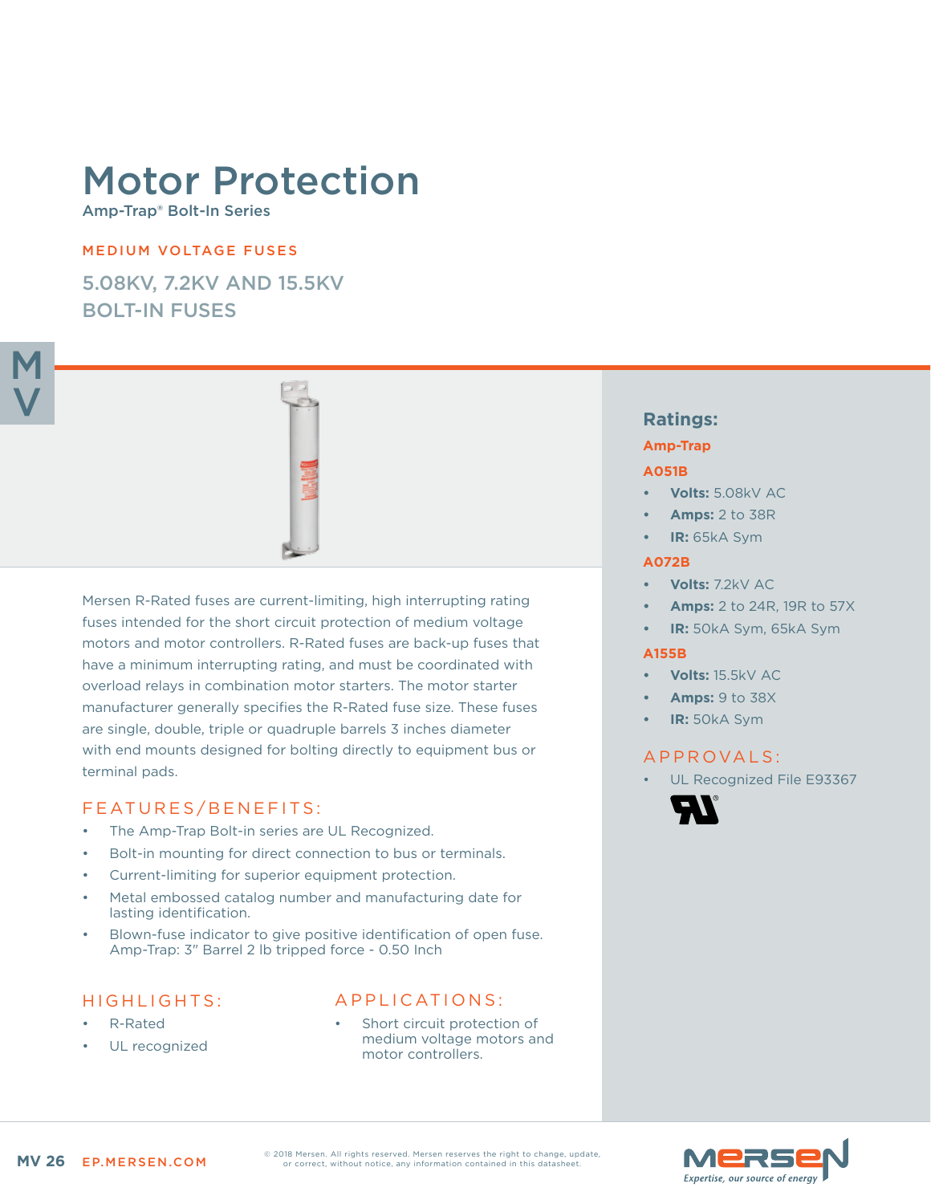# Motor Protection

Amp-Trap® Bolt-In Series

MEDIUM VOLTAGE FUSES

## 5.08KV, 7.2KV AND 15.5KV BOLT-IN FUSES

Mersen R-Rated fuses are current-limiting, high interrupting rating fuses intended for the short circuit protection of medium voltage motors and motor controllers. R-Rated fuses are back-up fuses that have a minimum interrupting rating, and must be coordinated with overload relays in combination motor starters. The motor starter manufacturer generally specifies the R-Rated fuse size. These fuses are single, double, triple or quadruple barrels 3 inches diameter with end mounts designed for bolting directly to equipment bus or terminal pads.

### FEATURES/BENEFITS:

- The Amp-Trap Bolt-in series are UL Recognized.
- Bolt-in mounting for direct connection to bus or terminals.
- Current-limiting for superior equipment protection.
- Metal embossed catalog number and manufacturing date for lasting identification.
- Blown-fuse indicator to give positive identification of open fuse. Amp-Trap: 3" Barrel 2 lb tripped force - 0.50 Inch

### HIGHLIGHTS:

- R-Rated
- UL recognized

### APPLICATIONS:

- Short circuit protection of medium voltage motors and motor controllers.

## Ratings:

**Amp-Trap**

**A051B**

- **Volts:** 5.08kV AC
- **Amps:** 2 to 38R
- **IR:** 65kA Sym

**A072B**

- **Volts:** 7.2kV AC
- **Amps:** 2 to 24R, 19R to 57X
- **IR:** 50kA Sym, 65kA Sym

**A155B**

- **Volts:** 15.5kV AC
- **Amps:** 9 to 38X
- **IR:** 50kA Sym

### APPROVALS:

- UL Recognized File E93367

© 2018 Mersen. All rights reserved. Mersen reserves the right to change, update, or correct, without notice, any information contained in this datasheet.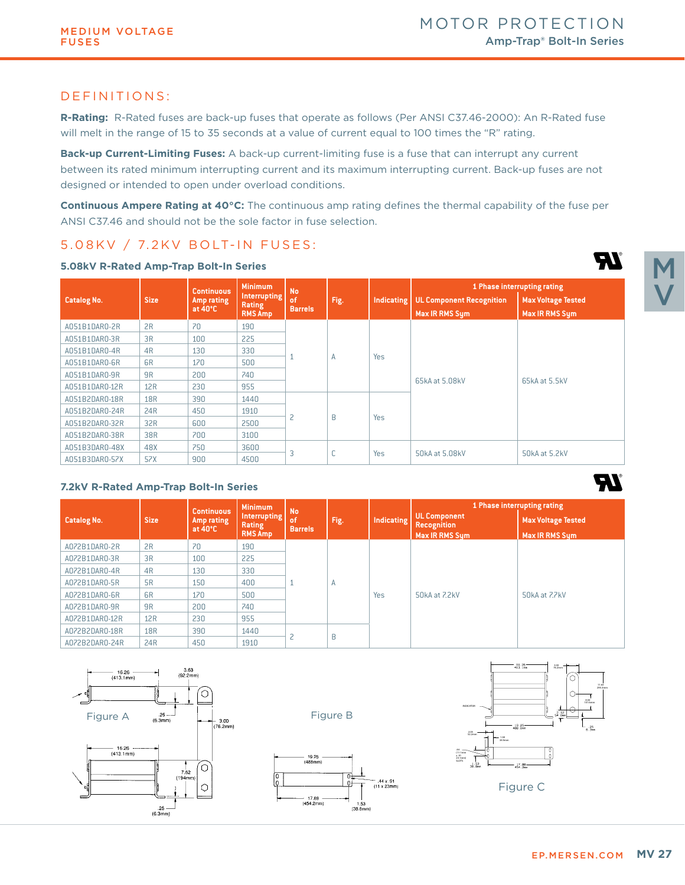MEDIUM VOLTAGE FUSES

# MOTOR PROTECTION

Amp-Trap® Bolt-In Series

## DEFINITIONS:

**R-Rating:** R-Rated fuses are back-up fuses that operate as follows (Per ANSI C37.46-2000): An R-Rated fuse will melt in the range of 15 to 35 seconds at a value of current equal to 100 times the "R" rating.

**Back-up Current-Limiting Fuses:** A back-up current-limiting fuse is a fuse that can interrupt any current between its rated minimum interrupting current and its maximum interrupting current. Back-up fuses are not designed or intended to open under overload conditions.

**Continuous Ampere Rating at 40°C:** The continuous amp rating defines the thermal capability of the fuse per ANSI C37.46 and should not be the sole factor in fuse selection.

## 5.08KV / 7.2KV BOLT-IN FUSES:

### 5.08kV R-Rated Amp-Trap Bolt-In Series

| Catalog No. | Size | Continuous Amp rating at 40°C | Minimum Interrupting Rating RMS Amp | No of Barrels | Fig. | Indicating | 1 Phase interrupting rating | |
|---|---|---|---|---|---|---|---|---|
| | | | | | | | UL Component Recognition Max IR RMS Sym | Max Voltage Tested Max IR RMS Sym |
| A051B1DAR0-2R | 2R | 70 | 190 | 1 | A | Yes | 65kA at 5.08kV | 65kA at 5.5kV |
| A051B1DAR0-3R | 3R | 100 | 225 | | | | | |
| A051B1DAR0-4R | 4R | 130 | 330 | | | | | |
| A051B1DAR0-6R | 6R | 170 | 500 | | | | | |
| A051B1DAR0-9R | 9R | 200 | 740 | | | | | |
| A051B1DAR0-12R | 12R | 230 | 955 | | | | | |
| A051B2DAR0-18R | 18R | 390 | 1440 | 2 | B | Yes | | |
| A051B2DAR0-24R | 24R | 450 | 1910 | | | | | |
| A051B2DAR0-32R | 32R | 600 | 2500 | | | | | |
| A051B2DAR0-38R | 38R | 700 | 3100 | | | | | |
| A051B3DAR0-48X | 48X | 750 | 3600 | 3 | C | Yes | 50kA at 5.08kV | 50kA at 5.2kV |
| A051B3DAR0-57X | 57X | 900 | 4500 | | | | | |

### 7.2kV R-Rated Amp-Trap Bolt-In Series

| Catalog No. | Size | Continuous Amp rating at 40°C | Minimum Interrupting Rating RMS Amp | No of Barrels | Fig. | Indicating | 1 Phase interrupting rating | |
|---|---|---|---|---|---|---|---|---|
| | | | | | | | UL Component Recognition Max IR RMS Sym | Max Voltage Tested Max IR RMS Sym |
| A072B1DAR0-2R | 2R | 70 | 190 | 1 | A | Yes | 50kA at 7.2kV | 50kA at 7.7kV |
| A072B1DAR0-3R | 3R | 100 | 225 | | | | | |
| A072B1DAR0-4R | 4R | 130 | 330 | | | | | |
| A072B1DAR0-5R | 5R | 150 | 400 | | | | | |
| A072B1DAR0-6R | 6R | 170 | 500 | | | | | |
| A072B1DAR0-9R | 9R | 200 | 740 | | | | | |
| A072B1DAR0-12R | 12R | 230 | 955 | | | | | |
| A072B2DAR0-18R | 18R | 390 | 1440 | 2 | B | | | |
| A072B2DAR0-24R | 24R | 450 | 1910 | | | | | |

Figure A

Figure B

Figure C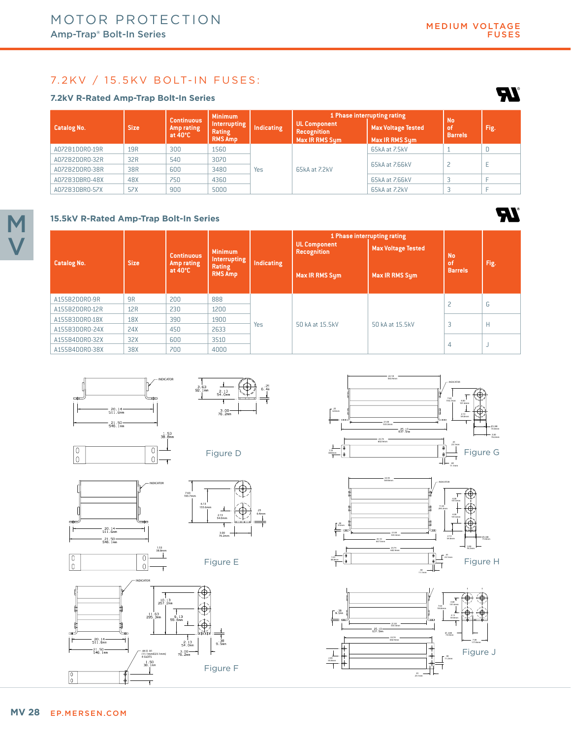# 7.2KV / 15.5KV BOLT-IN FUSES:

## 7.2kV R-Rated Amp-Trap Bolt-In Series

| Catalog No. | Size | Continuous Amp rating at 40°C | Minimum Interrupting Rating RMS Amp | Indicating | 1 Phase interrupting rating UL Component Recognition Max IR RMS Sym | Max Voltage Tested Max IR RMS Sym | No of Barrels | Fig. |
|---|---|---|---|---|---|---|---|---|
| A072B1D0R0-19R | 19R | 300 | 1560 | Yes | 65kA at 7.2kV | 65kA at 7.5kV | 1 | D |
| A072B2D0R0-32R | 32R | 540 | 3070 | | | 65kA at 7.66kV | 2 | E |
| A072B2D0R0-38R | 38R | 600 | 3480 | | | | | |
| A072B3DBR0-48X | 48X | 750 | 4360 | | | 65kA at 7.66kV | 3 | F |
| A072B3DBR0-57X | 57X | 900 | 5000 | | | 65kA at 7.2kV | 3 | F |

## 15.5kV R-Rated Amp-Trap Bolt-In Series

| Catalog No. | Size | Continuous Amp rating at 40°C | Minimum Interrupting Rating RMS Amp | Indicating | 1 Phase interrupting rating UL Component Recognition Max IR RMS Sym | Max Voltage Tested Max IR RMS Sym | No of Barrels | Fig. |
|---|---|---|---|---|---|---|---|---|
| A155B2D0R0-9R | 9R | 200 | 888 | Yes | 50 kA at 15.5kV | 50 kA at 15.5kV | 2 | G |
| A155B2D0R0-12R | 12R | 230 | 1200 | | | | | |
| A155B3D0R0-18X | 18X | 390 | 1900 | | | | 3 | H |
| A155B3D0R0-24X | 24X | 450 | 2633 | | | | | |
| A155B4D0R0-32X | 32X | 600 | 3510 | | | | 4 | J |
| A155B4D0R0-38X | 38X | 700 | 4000 | | | | | |

Figure D

Figure E

Figure F

Figure G

Figure H

Figure J